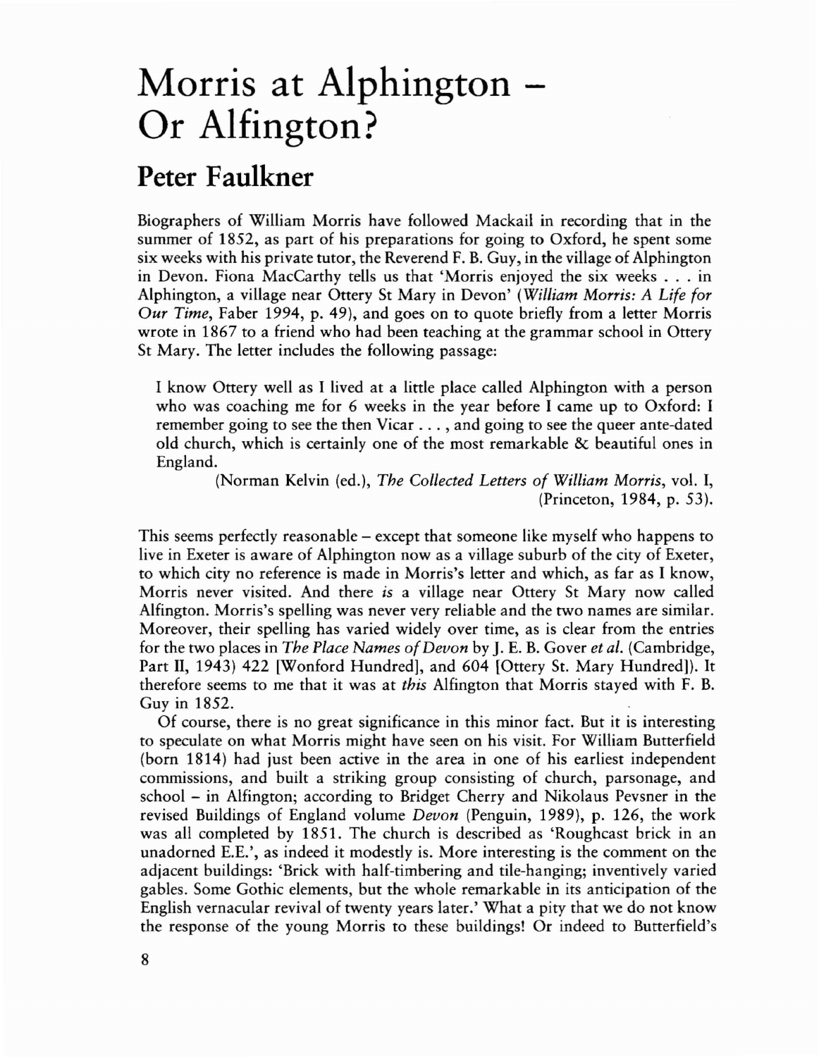# Morris at Alphington – Or Alfington?

## Peter Faulkner

Biographers of William Morris have followed Mackail in recording that in the summer of 1852, as part of his preparations for going to Oxford, he spent some six weeks with his private tutor, the Reverend F. B. Guy, in the village of Alphington in Devon. Fiona MacCarthy tells us that 'Morris enjoyed the six weeks . . . in Alphington, a village near Ottery St Mary in Devon' (*William Morris: A Life for Our Time*, Faber 1994, p. 49), and goes on to quote briefly from a letter Morris wrote in 1867 to a friend who had been teaching at the grammar school in Ottery St Mary. The letter includes the following passage:

> I know Ottery well as I lived at a little place called Alphington with a person who was coaching me for 6 weeks in the year before I came up to Oxford: I remember going to see the then Vicar . . . , and going to see the queer ante-dated old church, which is certainly one of the most remarkable & beautiful ones in England.
>
> (Norman Kelvin (ed.), *The Collected Letters of William Morris*, vol. I, (Princeton, 1984, p. 53).

This seems perfectly reasonable – except that someone like myself who happens to live in Exeter is aware of Alphington now as a village suburb of the city of Exeter, to which city no reference is made in Morris's letter and which, as far as I know, Morris never visited. And there *is* a village near Ottery St Mary now called Alfington. Morris's spelling was never very reliable and the two names are similar. Moreover, their spelling has varied widely over time, as is clear from the entries for the two places in *The Place Names of Devon* by J. E. B. Gover *et al.* (Cambridge, Part II, 1943) 422 [Wonford Hundred], and 604 [Ottery St. Mary Hundred]). It therefore seems to me that it was at *this* Alfington that Morris stayed with F. B. Guy in 1852.

Of course, there is no great significance in this minor fact. But it is interesting to speculate on what Morris might have seen on his visit. For William Butterfield (born 1814) had just been active in the area in one of his earliest independent commissions, and built a striking group consisting of church, parsonage, and school – in Alfington; according to Bridget Cherry and Nikolaus Pevsner in the revised Buildings of England volume *Devon* (Penguin, 1989), p. 126, the work was all completed by 1851. The church is described as 'Roughcast brick in an unadorned E.E.', as indeed it modestly is. More interesting is the comment on the adjacent buildings: 'Brick with half-timbering and tile-hanging; inventively varied gables. Some Gothic elements, but the whole remarkable in its anticipation of the English vernacular revival of twenty years later.' What a pity that we do not know the response of the young Morris to these buildings! Or indeed to Butterfield's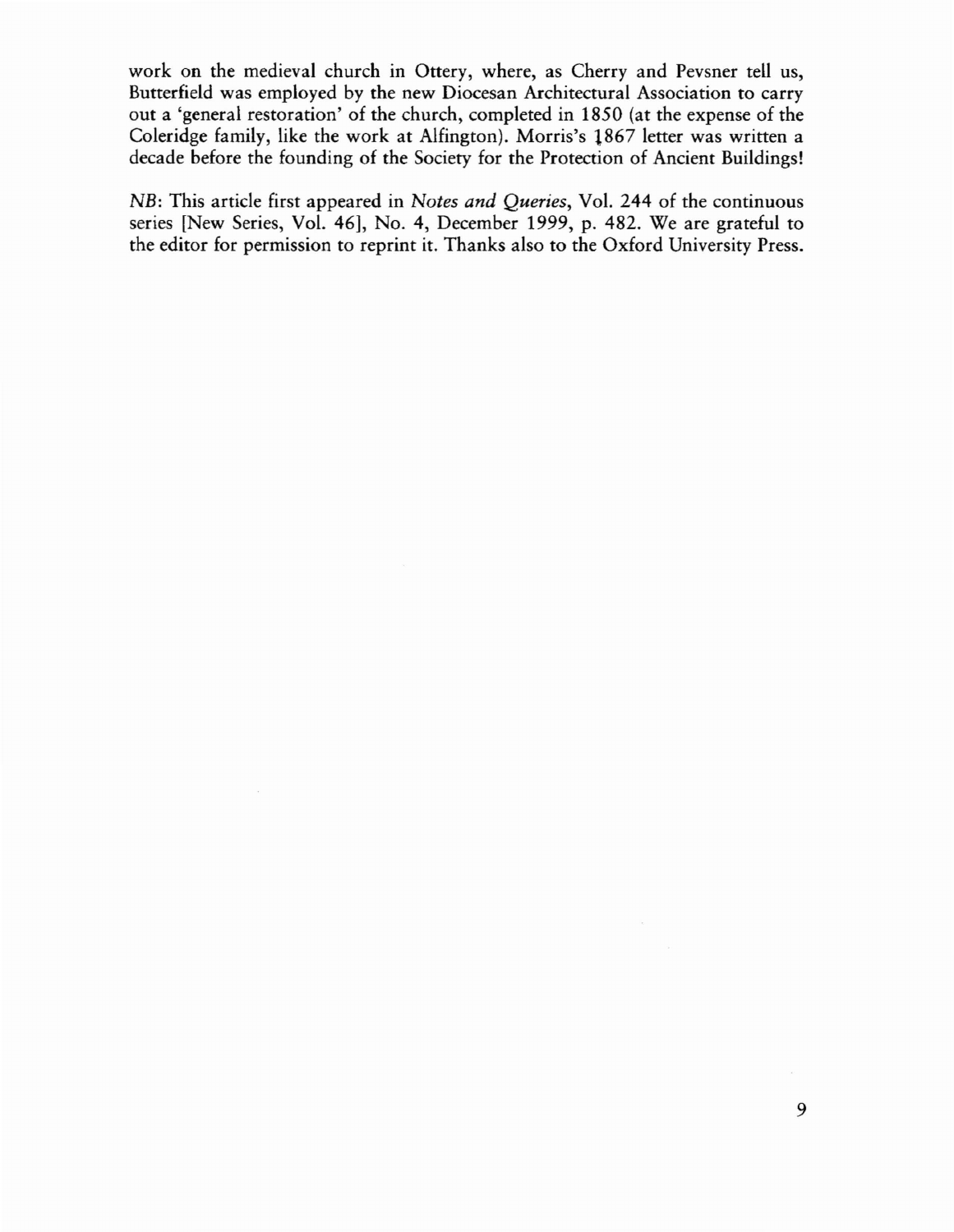work on the medieval church in Ottery, where, as Cherry and Pevsner tell us, Butterfield was employed by the new Diocesan Architectural Association to carry out a 'general restoration' of the church, completed in 1850 (at the expense of the Coleridge family, like the work at Alfington). Morris's 1867 letter was written a decade before the founding of the Society for the Protection of Ancient Buildings!

*NB*: This article first appeared in *Notes and Queries*, Vol. 244 of the continuous series [New Series, Vol. 46], No. 4, December 1999, p. 482. We are grateful to the editor for permission to reprint it. Thanks also to the Oxford University Press.